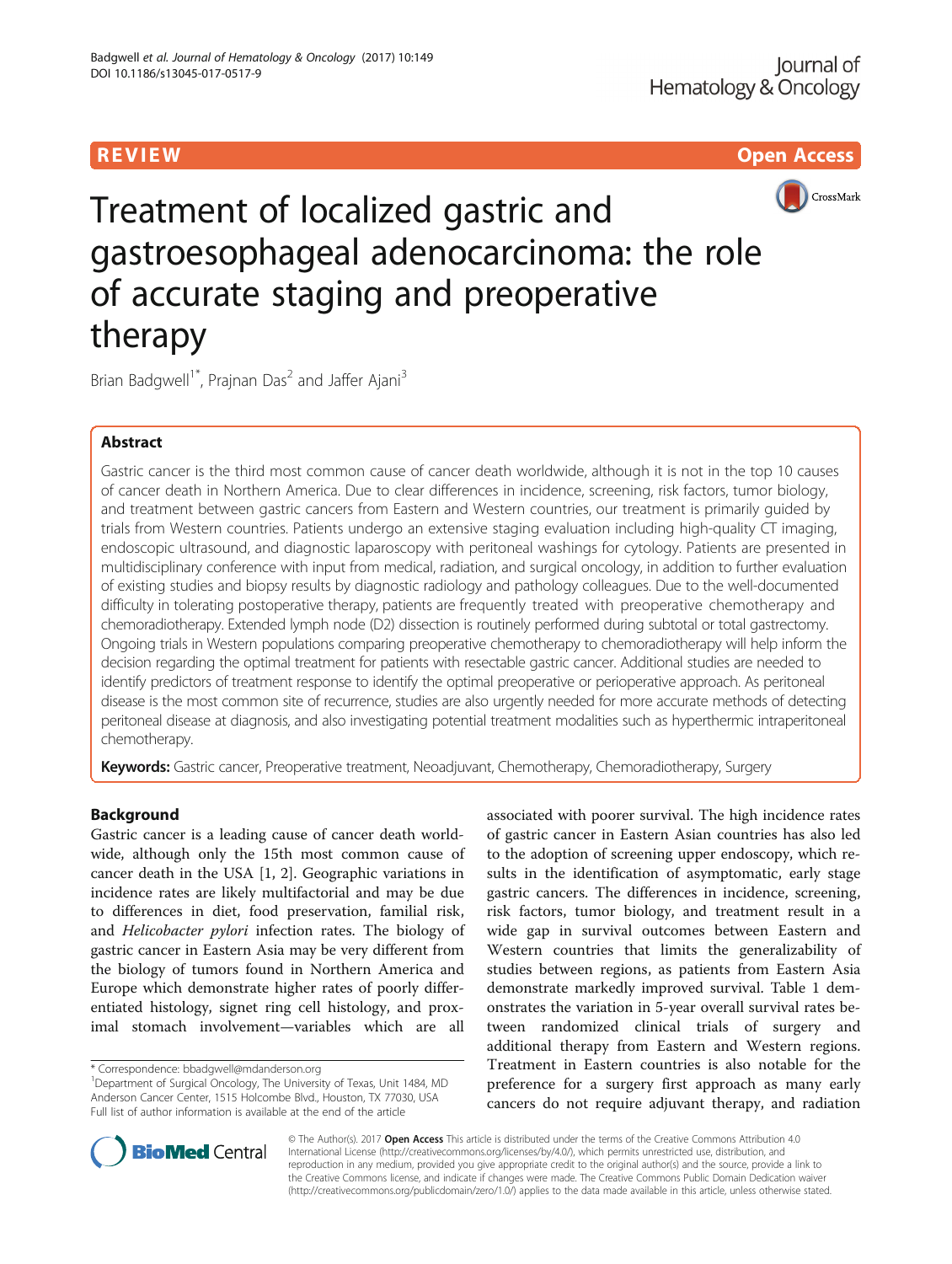REVIEW Open Access

# Treatment of localized gastric and gastroesophageal adenocarcinoma: the role of accurate staging and preoperative therapy

Brian Badgwell[1*], Prajnan Das[2] and Jaffer Ajani[3]

## Abstract

Gastric cancer is the third most common cause of cancer death worldwide, although it is not in the top 10 causes of cancer death in Northern America. Due to clear differences in incidence, screening, risk factors, tumor biology, and treatment between gastric cancers from Eastern and Western countries, our treatment is primarily guided by trials from Western countries. Patients undergo an extensive staging evaluation including high-quality CT imaging, endoscopic ultrasound, and diagnostic laparoscopy with peritoneal washings for cytology. Patients are presented in multidisciplinary conference with input from medical, radiation, and surgical oncology, in addition to further evaluation of existing studies and biopsy results by diagnostic radiology and pathology colleagues. Due to the well-documented difficulty in tolerating postoperative therapy, patients are frequently treated with preoperative chemotherapy and chemoradiotherapy. Extended lymph node (D2) dissection is routinely performed during subtotal or total gastrectomy. Ongoing trials in Western populations comparing preoperative chemotherapy to chemoradiotherapy will help inform the decision regarding the optimal treatment for patients with resectable gastric cancer. Additional studies are needed to identify predictors of treatment response to identify the optimal preoperative or perioperative approach. As peritoneal disease is the most common site of recurrence, studies are also urgently needed for more accurate methods of detecting peritoneal disease at diagnosis, and also investigating potential treatment modalities such as hyperthermic intraperitoneal chemotherapy.

**Keywords:** Gastric cancer, Preoperative treatment, Neoadjuvant, Chemotherapy, Chemoradiotherapy, Surgery

## Background

Gastric cancer is a leading cause of cancer death worldwide, although only the 15th most common cause of cancer death in the USA [1, 2]. Geographic variations in incidence rates are likely multifactorial and may be due to differences in diet, food preservation, familial risk, and *Helicobacter pylori* infection rates. The biology of gastric cancer in Eastern Asia may be very different from the biology of tumors found in Northern America and Europe which demonstrate higher rates of poorly differentiated histology, signet ring cell histology, and proximal stomach involvement—variables which are all associated with poorer survival. The high incidence rates of gastric cancer in Eastern Asian countries has also led to the adoption of screening upper endoscopy, which results in the identification of asymptomatic, early stage gastric cancers. The differences in incidence, screening, risk factors, tumor biology, and treatment result in a wide gap in survival outcomes between Eastern and Western countries that limits the generalizability of studies between regions, as patients from Eastern Asia demonstrate markedly improved survival. Table 1 demonstrates the variation in 5-year overall survival rates between randomized clinical trials of surgery and additional therapy from Eastern and Western regions. Treatment in Eastern countries is also notable for the preference for a surgery first approach as many early cancers do not require adjuvant therapy, and radiation

\* Correspondence: bbadgwell@mdanderson.org
[1]Department of Surgical Oncology, The University of Texas, Unit 1484, MD Anderson Cancer Center, 1515 Holcombe Blvd., Houston, TX 77030, USA
Full list of author information is available at the end of the article

© The Author(s). 2017 **Open Access** This article is distributed under the terms of the Creative Commons Attribution 4.0 International License (http://creativecommons.org/licenses/by/4.0/), which permits unrestricted use, distribution, and reproduction in any medium, provided you give appropriate credit to the original author(s) and the source, provide a link to the Creative Commons license, and indicate if changes were made. The Creative Commons Public Domain Dedication waiver (http://creativecommons.org/publicdomain/zero/1.0/) applies to the data made available in this article, unless otherwise stated.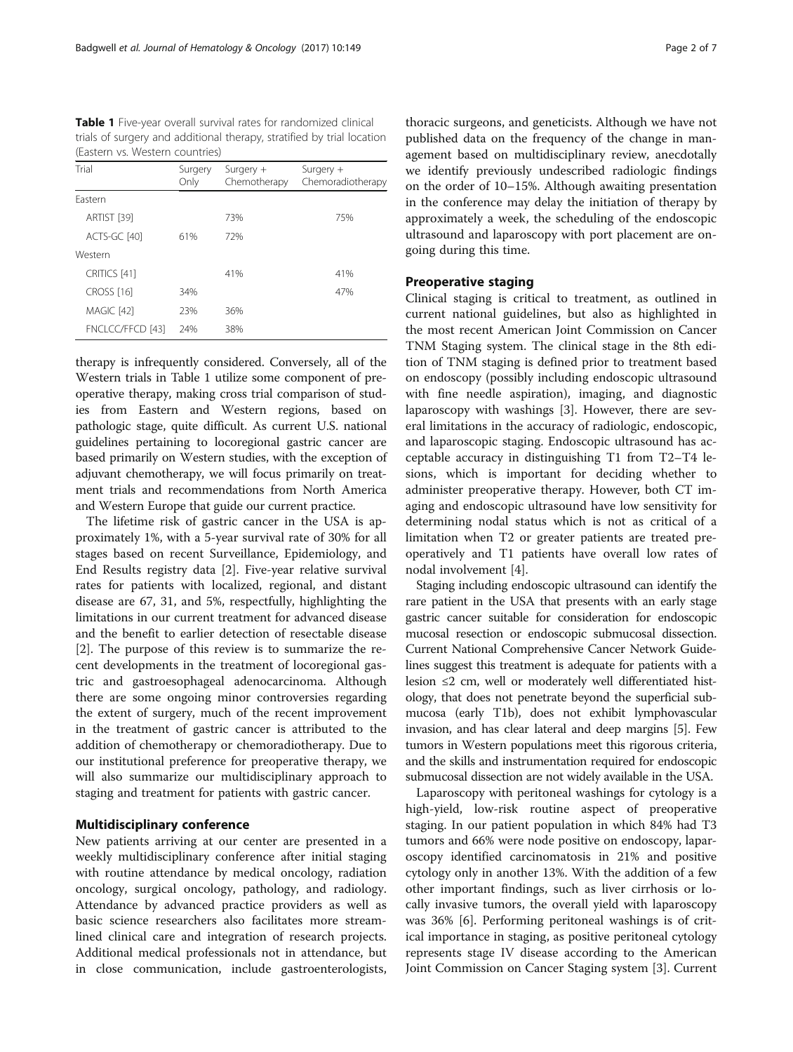**Table 1** Five-year overall survival rates for randomized clinical trials of surgery and additional therapy, stratified by trial location (Eastern vs. Western countries)

| Trial | Surgery Only | Surgery + Chemotherapy | Surgery + Chemoradiotherapy |
|---|---|---|---|
| Eastern | | | |
| ARTIST [39] | | 73% | 75% |
| ACTS-GC [40] | 61% | 72% | |
| Western | | | |
| CRITICS [41] | | 41% | 41% |
| CROSS [16] | 34% | | 47% |
| MAGIC [42] | 23% | 36% | |
| FNCLCC/FFCD [43] | 24% | 38% | |

therapy is infrequently considered. Conversely, all of the Western trials in Table 1 utilize some component of preoperative therapy, making cross trial comparison of studies from Eastern and Western regions, based on pathologic stage, quite difficult. As current U.S. national guidelines pertaining to locoregional gastric cancer are based primarily on Western studies, with the exception of adjuvant chemotherapy, we will focus primarily on treatment trials and recommendations from North America and Western Europe that guide our current practice.

The lifetime risk of gastric cancer in the USA is approximately 1%, with a 5-year survival rate of 30% for all stages based on recent Surveillance, Epidemiology, and End Results registry data [2]. Five-year relative survival rates for patients with localized, regional, and distant disease are 67, 31, and 5%, respectfully, highlighting the limitations in our current treatment for advanced disease and the benefit to earlier detection of resectable disease [2]. The purpose of this review is to summarize the recent developments in the treatment of locoregional gastric and gastroesophageal adenocarcinoma. Although there are some ongoing minor controversies regarding the extent of surgery, much of the recent improvement in the treatment of gastric cancer is attributed to the addition of chemotherapy or chemoradiotherapy. Due to our institutional preference for preoperative therapy, we will also summarize our multidisciplinary approach to staging and treatment for patients with gastric cancer.

## Multidisciplinary conference

New patients arriving at our center are presented in a weekly multidisciplinary conference after initial staging with routine attendance by medical oncology, radiation oncology, surgical oncology, pathology, and radiology. Attendance by advanced practice providers as well as basic science researchers also facilitates more streamlined clinical care and integration of research projects. Additional medical professionals not in attendance, but in close communication, include gastroenterologists, thoracic surgeons, and geneticists. Although we have not published data on the frequency of the change in management based on multidisciplinary review, anecdotally we identify previously undescribed radiologic findings on the order of 10–15%. Although awaiting presentation in the conference may delay the initiation of therapy by approximately a week, the scheduling of the endoscopic ultrasound and laparoscopy with port placement are ongoing during this time.

## Preoperative staging

Clinical staging is critical to treatment, as outlined in current national guidelines, but also as highlighted in the most recent American Joint Commission on Cancer TNM Staging system. The clinical stage in the 8th edition of TNM staging is defined prior to treatment based on endoscopy (possibly including endoscopic ultrasound with fine needle aspiration), imaging, and diagnostic laparoscopy with washings [3]. However, there are several limitations in the accuracy of radiologic, endoscopic, and laparoscopic staging. Endoscopic ultrasound has acceptable accuracy in distinguishing T1 from T2–T4 lesions, which is important for deciding whether to administer preoperative therapy. However, both CT imaging and endoscopic ultrasound have low sensitivity for determining nodal status which is not as critical of a limitation when T2 or greater patients are treated preoperatively and T1 patients have overall low rates of nodal involvement [4].

Staging including endoscopic ultrasound can identify the rare patient in the USA that presents with an early stage gastric cancer suitable for consideration for endoscopic mucosal resection or endoscopic submucosal dissection. Current National Comprehensive Cancer Network Guidelines suggest this treatment is adequate for patients with a lesion ≤2 cm, well or moderately well differentiated histology, that does not penetrate beyond the superficial submucosa (early T1b), does not exhibit lymphovascular invasion, and has clear lateral and deep margins [5]. Few tumors in Western populations meet this rigorous criteria, and the skills and instrumentation required for endoscopic submucosal dissection are not widely available in the USA.

Laparoscopy with peritoneal washings for cytology is a high-yield, low-risk routine aspect of preoperative staging. In our patient population in which 84% had T3 tumors and 66% were node positive on endoscopy, laparoscopy identified carcinomatosis in 21% and positive cytology only in another 13%. With the addition of a few other important findings, such as liver cirrhosis or locally invasive tumors, the overall yield with laparoscopy was 36% [6]. Performing peritoneal washings is of critical importance in staging, as positive peritoneal cytology represents stage IV disease according to the American Joint Commission on Cancer Staging system [3]. Current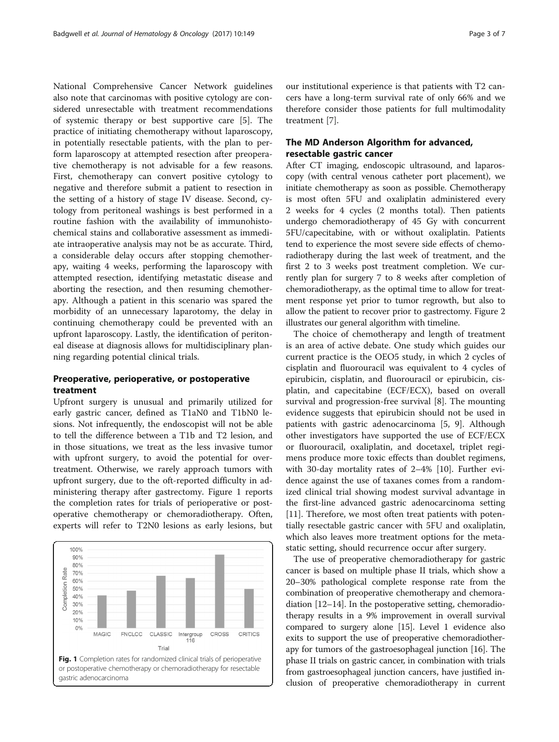National Comprehensive Cancer Network guidelines also note that carcinomas with positive cytology are considered unresectable with treatment recommendations of systemic therapy or best supportive care [5]. The practice of initiating chemotherapy without laparoscopy, in potentially resectable patients, with the plan to perform laparoscopy at attempted resection after preoperative chemotherapy is not advisable for a few reasons. First, chemotherapy can convert positive cytology to negative and therefore submit a patient to resection in the setting of a history of stage IV disease. Second, cytology from peritoneal washings is best performed in a routine fashion with the availability of immunohistochemical stains and collaborative assessment as immediate intraoperative analysis may not be as accurate. Third, a considerable delay occurs after stopping chemotherapy, waiting 4 weeks, performing the laparoscopy with attempted resection, identifying metastatic disease and aborting the resection, and then resuming chemotherapy. Although a patient in this scenario was spared the morbidity of an unnecessary laparotomy, the delay in continuing chemotherapy could be prevented with an upfront laparoscopy. Lastly, the identification of peritoneal disease at diagnosis allows for multidisciplinary planning regarding potential clinical trials.

## Preoperative, perioperative, or postoperative treatment

Upfront surgery is unusual and primarily utilized for early gastric cancer, defined as T1aN0 and T1bN0 lesions. Not infrequently, the endoscopist will not be able to tell the difference between a T1b and T2 lesion, and in those situations, we treat as the less invasive tumor with upfront surgery, to avoid the potential for overtreatment. Otherwise, we rarely approach tumors with upfront surgery, due to the oft-reported difficulty in administering therapy after gastrectomy. Figure 1 reports the completion rates for trials of perioperative or postoperative chemotherapy or chemoradiotherapy. Often, experts will refer to T2N0 lesions as early lesions, but our institutional experience is that patients with T2 cancers have a long-term survival rate of only 66% and we therefore consider those patients for full multimodality treatment [7].

**Fig. 1** Completion rates for randomized clinical trials of perioperative or postoperative chemotherapy or chemoradiotherapy for resectable gastric adenocarcinoma

## The MD Anderson Algorithm for advanced, resectable gastric cancer

After CT imaging, endoscopic ultrasound, and laparoscopy (with central venous catheter port placement), we initiate chemotherapy as soon as possible. Chemotherapy is most often 5FU and oxaliplatin administered every 2 weeks for 4 cycles (2 months total). Then patients undergo chemoradiotherapy of 45 Gy with concurrent 5FU/capecitabine, with or without oxaliplatin. Patients tend to experience the most severe side effects of chemoradiotherapy during the last week of treatment, and the first 2 to 3 weeks post treatment completion. We currently plan for surgery 7 to 8 weeks after completion of chemoradiotherapy, as the optimal time to allow for treatment response yet prior to tumor regrowth, but also to allow the patient to recover prior to gastrectomy. Figure 2 illustrates our general algorithm with timeline.

The choice of chemotherapy and length of treatment is an area of active debate. One study which guides our current practice is the OEO5 study, in which 2 cycles of cisplatin and fluorouracil was equivalent to 4 cycles of epirubicin, cisplatin, and fluorouracil or epirubicin, cisplatin, and capecitabine (ECF/ECX), based on overall survival and progression-free survival [8]. The mounting evidence suggests that epirubicin should not be used in patients with gastric adenocarcinoma [5, 9]. Although other investigators have supported the use of ECF/ECX or fluorouracil, oxaliplatin, and docetaxel, triplet regimens produce more toxic effects than doublet regimens, with 30-day mortality rates of 2–4% [10]. Further evidence against the use of taxanes comes from a randomized clinical trial showing modest survival advantage in the first-line advanced gastric adenocarcinoma setting [11]. Therefore, we most often treat patients with potentially resectable gastric cancer with 5FU and oxaliplatin, which also leaves more treatment options for the metastatic setting, should recurrence occur after surgery.

The use of preoperative chemoradiotherapy for gastric cancer is based on multiple phase II trials, which show a 20–30% pathological complete response rate from the combination of preoperative chemotherapy and chemoradiation [12–14]. In the postoperative setting, chemoradiotherapy results in a 9% improvement in overall survival compared to surgery alone [15]. Level 1 evidence also exits to support the use of preoperative chemoradiotherapy for tumors of the gastroesophageal junction [16]. The phase II trials on gastric cancer, in combination with trials from gastroesophageal junction cancers, have justified inclusion of preoperative chemoradiotherapy in current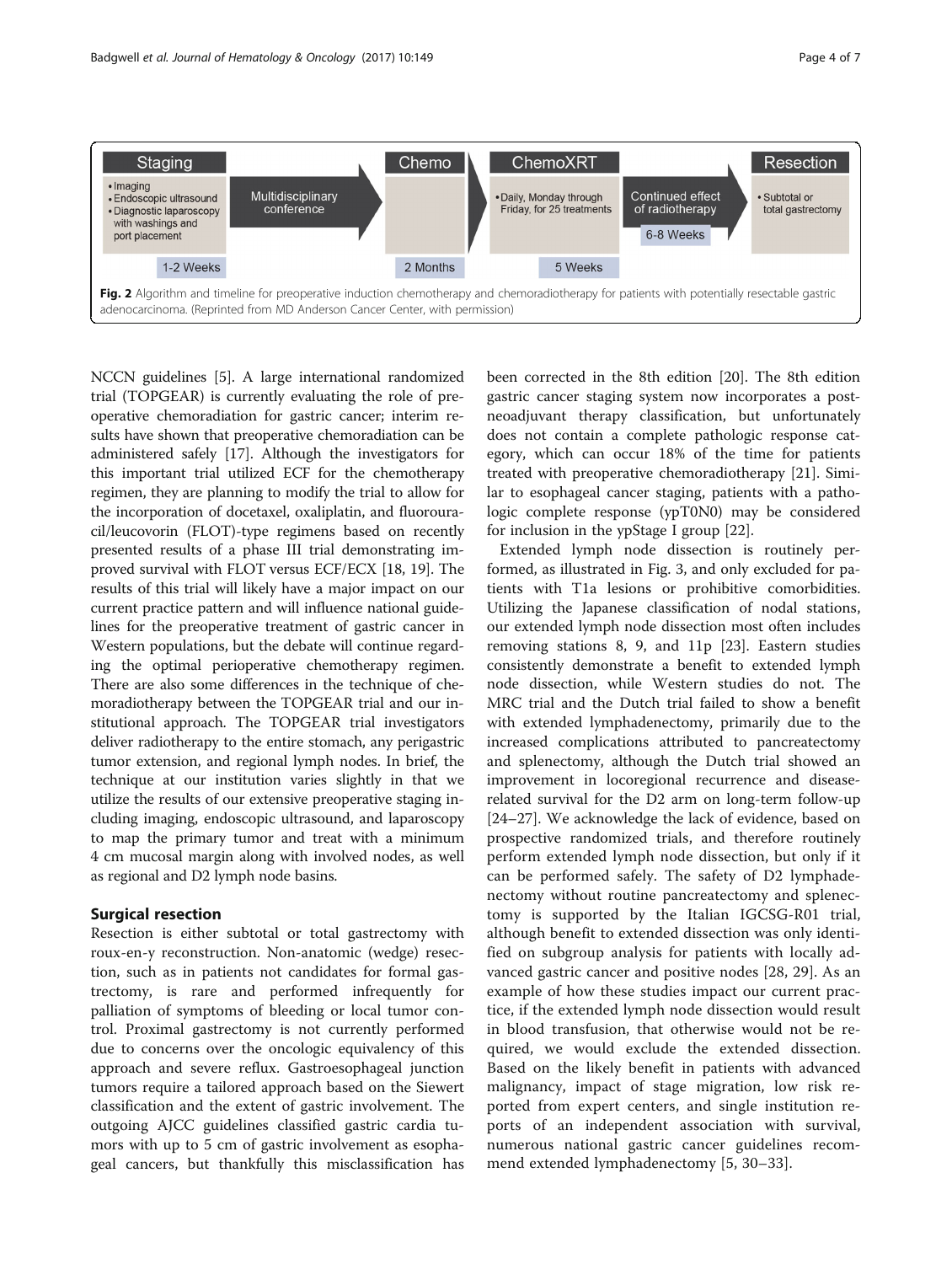| Staging | | Chemo | ChemoXRT | | Resection |
|---|---|---|---|---|---|
| • Imaging<br>• Endoscopic ultrasound<br>• Diagnostic laparoscopy with washings and port placement | Multidisciplinary conference | | • Daily, Monday through Friday, for 25 treatments | Continued effect of radiotherapy<br>6-8 Weeks | • Subtotal or total gastrectomy |
| 1-2 Weeks | | 2 Months | 5 Weeks | | |

**Fig. 2** Algorithm and timeline for preoperative induction chemotherapy and chemoradiotherapy for patients with potentially resectable gastric adenocarcinoma. (Reprinted from MD Anderson Cancer Center, with permission)

NCCN guidelines [5]. A large international randomized trial (TOPGEAR) is currently evaluating the role of preoperative chemoradiation for gastric cancer; interim results have shown that preoperative chemoradiation can be administered safely [17]. Although the investigators for this important trial utilized ECF for the chemotherapy regimen, they are planning to modify the trial to allow for the incorporation of docetaxel, oxaliplatin, and fluorouracil/leucovorin (FLOT)-type regimens based on recently presented results of a phase III trial demonstrating improved survival with FLOT versus ECF/ECX [18, 19]. The results of this trial will likely have a major impact on our current practice pattern and will influence national guidelines for the preoperative treatment of gastric cancer in Western populations, but the debate will continue regarding the optimal perioperative chemotherapy regimen. There are also some differences in the technique of chemoradiotherapy between the TOPGEAR trial and our institutional approach. The TOPGEAR trial investigators deliver radiotherapy to the entire stomach, any perigastric tumor extension, and regional lymph nodes. In brief, the technique at our institution varies slightly in that we utilize the results of our extensive preoperative staging including imaging, endoscopic ultrasound, and laparoscopy to map the primary tumor and treat with a minimum 4 cm mucosal margin along with involved nodes, as well as regional and D2 lymph node basins.

## Surgical resection

Resection is either subtotal or total gastrectomy with roux-en-y reconstruction. Non-anatomic (wedge) resection, such as in patients not candidates for formal gastrectomy, is rare and performed infrequently for palliation of symptoms of bleeding or local tumor control. Proximal gastrectomy is not currently performed due to concerns over the oncologic equivalency of this approach and severe reflux. Gastroesophageal junction tumors require a tailored approach based on the Siewert classification and the extent of gastric involvement. The outgoing AJCC guidelines classified gastric cardia tumors with up to 5 cm of gastric involvement as esophageal cancers, but thankfully this misclassification has been corrected in the 8th edition [20]. The 8th edition gastric cancer staging system now incorporates a post-neoadjuvant therapy classification, but unfortunately does not contain a complete pathologic response category, which can occur 18% of the time for patients treated with preoperative chemoradiotherapy [21]. Similar to esophageal cancer staging, patients with a pathologic complete response (ypT0N0) may be considered for inclusion in the ypStage I group [22].

Extended lymph node dissection is routinely performed, as illustrated in Fig. 3, and only excluded for patients with T1a lesions or prohibitive comorbidities. Utilizing the Japanese classification of nodal stations, our extended lymph node dissection most often includes removing stations 8, 9, and 11p [23]. Eastern studies consistently demonstrate a benefit to extended lymph node dissection, while Western studies do not. The MRC trial and the Dutch trial failed to show a benefit with extended lymphadenectomy, primarily due to the increased complications attributed to pancreatectomy and splenectomy, although the Dutch trial showed an improvement in locoregional recurrence and disease-related survival for the D2 arm on long-term follow-up [24–27]. We acknowledge the lack of evidence, based on prospective randomized trials, and therefore routinely perform extended lymph node dissection, but only if it can be performed safely. The safety of D2 lymphadenectomy without routine pancreatectomy and splenectomy is supported by the Italian IGCSG-R01 trial, although benefit to extended dissection was only identified on subgroup analysis for patients with locally advanced gastric cancer and positive nodes [28, 29]. As an example of how these studies impact our current practice, if the extended lymph node dissection would result in blood transfusion, that otherwise would not be required, we would exclude the extended dissection. Based on the likely benefit in patients with advanced malignancy, impact of stage migration, low risk reported from expert centers, and single institution reports of an independent association with survival, numerous national gastric cancer guidelines recommend extended lymphadenectomy [5, 30–33].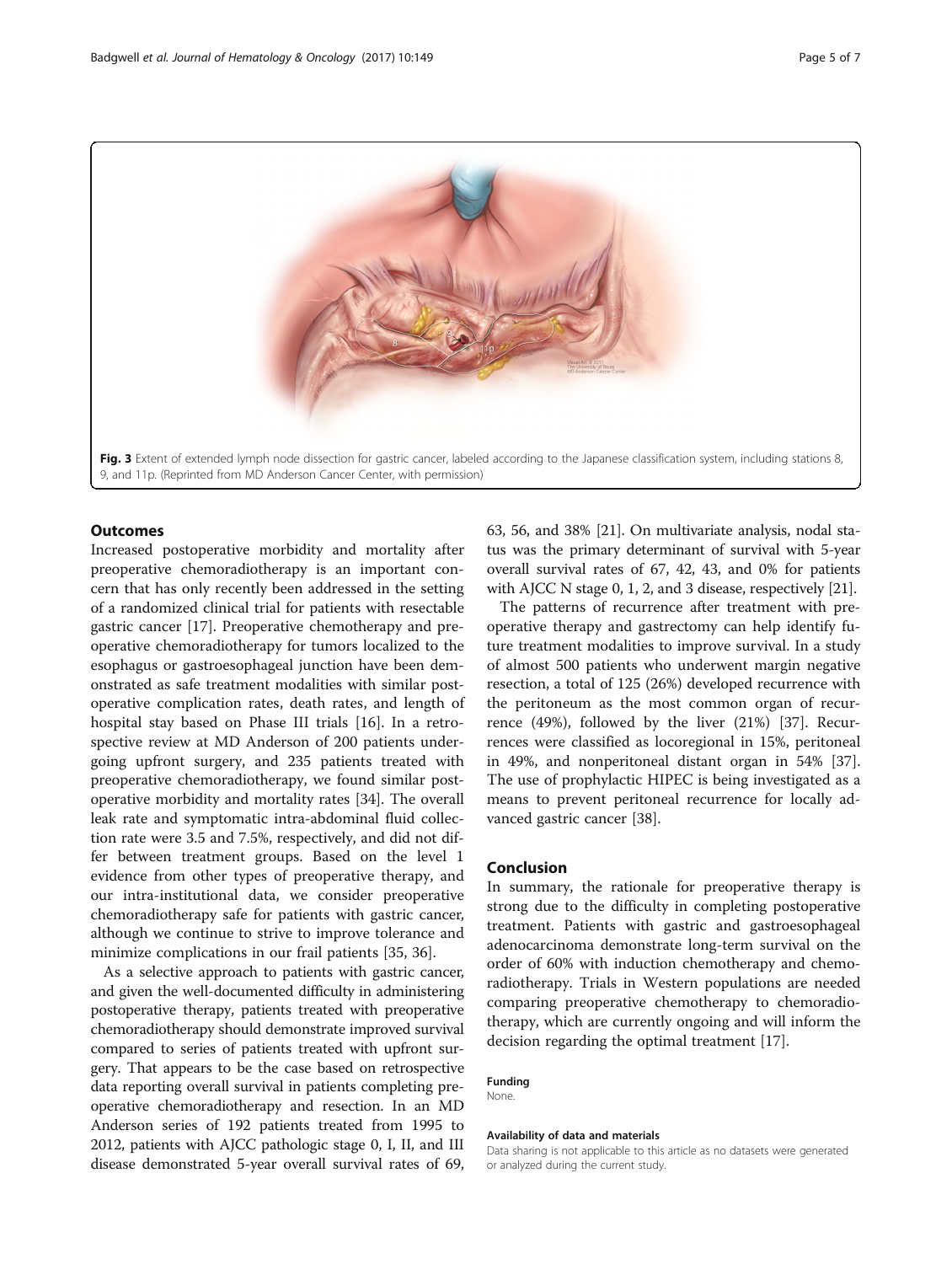Fig. 3 Extent of extended lymph node dissection for gastric cancer, labeled according to the Japanese classification system, including stations 8, 9, and 11p. (Reprinted from MD Anderson Cancer Center, with permission)

## Outcomes

Increased postoperative morbidity and mortality after preoperative chemoradiotherapy is an important concern that has only recently been addressed in the setting of a randomized clinical trial for patients with resectable gastric cancer [17]. Preoperative chemotherapy and preoperative chemoradiotherapy for tumors localized to the esophagus or gastroesophageal junction have been demonstrated as safe treatment modalities with similar postoperative complication rates, death rates, and length of hospital stay based on Phase III trials [16]. In a retrospective review at MD Anderson of 200 patients undergoing upfront surgery, and 235 patients treated with preoperative chemoradiotherapy, we found similar postoperative morbidity and mortality rates [34]. The overall leak rate and symptomatic intra-abdominal fluid collection rate were 3.5 and 7.5%, respectively, and did not differ between treatment groups. Based on the level 1 evidence from other types of preoperative therapy, and our intra-institutional data, we consider preoperative chemoradiotherapy safe for patients with gastric cancer, although we continue to strive to improve tolerance and minimize complications in our frail patients [35, 36].

As a selective approach to patients with gastric cancer, and given the well-documented difficulty in administering postoperative therapy, patients treated with preoperative chemoradiotherapy should demonstrate improved survival compared to series of patients treated with upfront surgery. That appears to be the case based on retrospective data reporting overall survival in patients completing preoperative chemoradiotherapy and resection. In an MD Anderson series of 192 patients treated from 1995 to 2012, patients with AJCC pathologic stage 0, I, II, and III disease demonstrated 5-year overall survival rates of 69, 63, 56, and 38% [21]. On multivariate analysis, nodal status was the primary determinant of survival with 5-year overall survival rates of 67, 42, 43, and 0% for patients with AJCC N stage 0, 1, 2, and 3 disease, respectively [21].

The patterns of recurrence after treatment with preoperative therapy and gastrectomy can help identify future treatment modalities to improve survival. In a study of almost 500 patients who underwent margin negative resection, a total of 125 (26%) developed recurrence with the peritoneum as the most common organ of recurrence (49%), followed by the liver (21%) [37]. Recurrences were classified as locoregional in 15%, peritoneal in 49%, and nonperitoneal distant organ in 54% [37]. The use of prophylactic HIPEC is being investigated as a means to prevent peritoneal recurrence for locally advanced gastric cancer [38].

## Conclusion

In summary, the rationale for preoperative therapy is strong due to the difficulty in completing postoperative treatment. Patients with gastric and gastroesophageal adenocarcinoma demonstrate long-term survival on the order of 60% with induction chemotherapy and chemoradiotherapy. Trials in Western populations are needed comparing preoperative chemotherapy to chemoradiotherapy, which are currently ongoing and will inform the decision regarding the optimal treatment [17].

#### Funding

None.

#### Availability of data and materials

Data sharing is not applicable to this article as no datasets were generated or analyzed during the current study.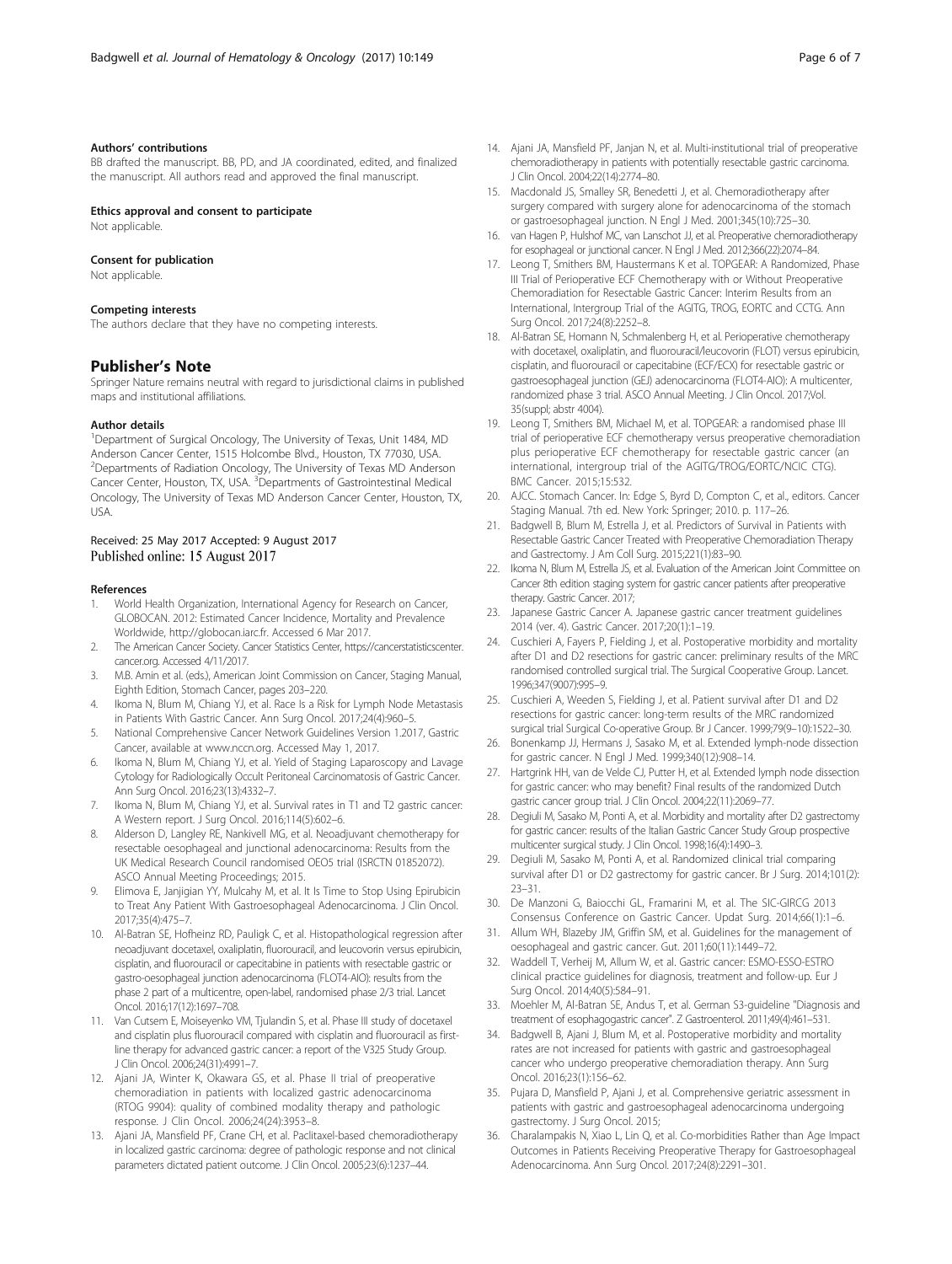#### Authors' contributions
BB drafted the manuscript. BB, PD, and JA coordinated, edited, and finalized the manuscript. All authors read and approved the final manuscript.

#### Ethics approval and consent to participate
Not applicable.

#### Consent for publication
Not applicable.

#### Competing interests
The authors declare that they have no competing interests.

## Publisher's Note
Springer Nature remains neutral with regard to jurisdictional claims in published maps and institutional affiliations.

#### Author details
[1]Department of Surgical Oncology, The University of Texas, Unit 1484, MD Anderson Cancer Center, 1515 Holcombe Blvd., Houston, TX 77030, USA. [2]Departments of Radiation Oncology, The University of Texas MD Anderson Cancer Center, Houston, TX, USA. [3]Departments of Gastrointestinal Medical Oncology, The University of Texas MD Anderson Cancer Center, Houston, TX, USA.

Received: 25 May 2017 Accepted: 9 August 2017
Published online: 15 August 2017

#### References
1. World Health Organization, International Agency for Research on Cancer, GLOBOCAN. 2012: Estimated Cancer Incidence, Mortality and Prevalence Worldwide, http://globocan.iarc.fr. Accessed 6 Mar 2017.
2. The American Cancer Society. Cancer Statistics Center, https://cancerstatisticscenter.cancer.org. Accessed 4/11/2017.
3. M.B. Amin et al. (eds.), American Joint Commission on Cancer, Staging Manual, Eighth Edition, Stomach Cancer, pages 203–220.
4. Ikoma N, Blum M, Chiang YJ, et al. Race Is a Risk for Lymph Node Metastasis in Patients With Gastric Cancer. Ann Surg Oncol. 2017;24(4):960–5.
5. National Comprehensive Cancer Network Guidelines Version 1.2017, Gastric Cancer, available at www.nccn.org. Accessed May 1, 2017.
6. Ikoma N, Blum M, Chiang YJ, et al. Yield of Staging Laparoscopy and Lavage Cytology for Radiologically Occult Peritoneal Carcinomatosis of Gastric Cancer. Ann Surg Oncol. 2016;23(13):4332–7.
7. Ikoma N, Blum M, Chiang YJ, et al. Survival rates in T1 and T2 gastric cancer: A Western report. J Surg Oncol. 2016;114(5):602–6.
8. Alderson D, Langley RE, Nankivell MG, et al. Neoadjuvant chemotherapy for resectable oesophageal and junctional adenocarcinoma: Results from the UK Medical Research Council randomised OEO5 trial (ISRCTN 01852072). ASCO Annual Meeting Proceedings; 2015.
9. Elimova E, Janjigian YY, Mulcahy M, et al. It Is Time to Stop Using Epirubicin to Treat Any Patient With Gastroesophageal Adenocarcinoma. J Clin Oncol. 2017;35(4):475–7.
10. Al-Batran SE, Hofheinz RD, Pauligk C, et al. Histopathological regression after neoadjuvant docetaxel, oxaliplatin, fluorouracil, and leucovorin versus epirubicin, cisplatin, and fluorouracil or capecitabine in patients with resectable gastric or gastro-oesophageal junction adenocarcinoma (FLOT4-AIO): results from the phase 2 part of a multicentre, open-label, randomised phase 2/3 trial. Lancet Oncol. 2016;17(12):1697–708.
11. Van Cutsem E, Moiseyenko VM, Tjulandin S, et al. Phase III study of docetaxel and cisplatin plus fluorouracil compared with cisplatin and fluorouracil as first-line therapy for advanced gastric cancer: a report of the V325 Study Group. J Clin Oncol. 2006;24(31):4991–7.
12. Ajani JA, Winter K, Okawara GS, et al. Phase II trial of preoperative chemoradiation in patients with localized gastric adenocarcinoma (RTOG 9904): quality of combined modality therapy and pathologic response. J Clin Oncol. 2006;24(24):3953–8.
13. Ajani JA, Mansfield PF, Crane CH, et al. Paclitaxel-based chemoradiotherapy in localized gastric carcinoma: degree of pathologic response and not clinical parameters dictated patient outcome. J Clin Oncol. 2005;23(6):1237–44.
14. Ajani JA, Mansfield PF, Janjan N, et al. Multi-institutional trial of preoperative chemoradiotherapy in patients with potentially resectable gastric carcinoma. J Clin Oncol. 2004;22(14):2774–80.
15. Macdonald JS, Smalley SR, Benedetti J, et al. Chemoradiotherapy after surgery compared with surgery alone for adenocarcinoma of the stomach or gastroesophageal junction. N Engl J Med. 2001;345(10):725–30.
16. van Hagen P, Hulshof MC, van Lanschot JJ, et al. Preoperative chemoradiotherapy for esophageal or junctional cancer. N Engl J Med. 2012;366(22):2074–84.
17. Leong T, Smithers BM, Haustermans K et al. TOPGEAR: A Randomized, Phase III Trial of Perioperative ECF Chemotherapy with or Without Preoperative Chemoradiation for Resectable Gastric Cancer: Interim Results from an International, Intergroup Trial of the AGITG, TROG, EORTC and CCTG. Ann Surg Oncol. 2017;24(8):2252–8.
18. Al-Batran SE, Homann N, Schmalenberg H, et al. Perioperative chemotherapy with docetaxel, oxaliplatin, and fluorouracil/leucovorin (FLOT) versus epirubicin, cisplatin, and fluorouracil or capecitabine (ECF/ECX) for resectable gastric or gastroesophageal junction (GEJ) adenocarcinoma (FLOT4-AIO): A multicenter, randomized phase 3 trial. ASCO Annual Meeting. J Clin Oncol. 2017;Vol. 35(suppl; abstr 4004).
19. Leong T, Smithers BM, Michael M, et al. TOPGEAR: a randomised phase III trial of perioperative ECF chemotherapy versus preoperative chemoradiation plus perioperative ECF chemotherapy for resectable gastric cancer (an international, intergroup trial of the AGITG/TROG/EORTC/NCIC CTG). BMC Cancer. 2015;15:532.
20. AJCC. Stomach Cancer. In: Edge S, Byrd D, Compton C, et al., editors. Cancer Staging Manual. 7th ed. New York: Springer; 2010. p. 117–26.
21. Badgwell B, Blum M, Estrella J, et al. Predictors of Survival in Patients with Resectable Gastric Cancer Treated with Preoperative Chemoradiation Therapy and Gastrectomy. J Am Coll Surg. 2015;221(1):83–90.
22. Ikoma N, Blum M, Estrella JS, et al. Evaluation of the American Joint Committee on Cancer 8th edition staging system for gastric cancer patients after preoperative therapy. Gastric Cancer. 2017;
23. Japanese Gastric Cancer A. Japanese gastric cancer treatment guidelines 2014 (ver. 4). Gastric Cancer. 2017;20(1):1–19.
24. Cuschieri A, Fayers P, Fielding J, et al. Postoperative morbidity and mortality after D1 and D2 resections for gastric cancer: preliminary results of the MRC randomised controlled surgical trial. The Surgical Cooperative Group. Lancet. 1996;347(9007):995–9.
25. Cuschieri A, Weeden S, Fielding J, et al. Patient survival after D1 and D2 resections for gastric cancer: long-term results of the MRC randomized surgical trial Surgical Co-operative Group. Br J Cancer. 1999;79(9–10):1522–30.
26. Bonenkamp JJ, Hermans J, Sasako M, et al. Extended lymph-node dissection for gastric cancer. N Engl J Med. 1999;340(12):908–14.
27. Hartgrink HH, van de Velde CJ, Putter H, et al. Extended lymph node dissection for gastric cancer: who may benefit? Final results of the randomized Dutch gastric cancer group trial. J Clin Oncol. 2004;22(11):2069–77.
28. Degiuli M, Sasako M, Ponti A, et al. Morbidity and mortality after D2 gastrectomy for gastric cancer: results of the Italian Gastric Cancer Study Group prospective multicenter surgical study. J Clin Oncol. 1998;16(4):1490–3.
29. Degiuli M, Sasako M, Ponti A, et al. Randomized clinical trial comparing survival after D1 or D2 gastrectomy for gastric cancer. Br J Surg. 2014;101(2):23–31.
30. De Manzoni G, Baiocchi GL, Framarini M, et al. The SIC-GIRCG 2013 Consensus Conference on Gastric Cancer. Updat Surg. 2014;66(1):1–6.
31. Allum WH, Blazeby JM, Griffin SM, et al. Guidelines for the management of oesophageal and gastric cancer. Gut. 2011;60(11):1449–72.
32. Waddell T, Verheij M, Allum W, et al. Gastric cancer: ESMO-ESSO-ESTRO clinical practice guidelines for diagnosis, treatment and follow-up. Eur J Surg Oncol. 2014;40(5):584–91.
33. Moehler M, Al-Batran SE, Andus T, et al. German S3-guideline "Diagnosis and treatment of esophagogastric cancer". Z Gastroenterol. 2011;49(4):461–531.
34. Badgwell B, Ajani J, Blum M, et al. Postoperative morbidity and mortality rates are not increased for patients with gastric and gastroesophageal cancer who undergo preoperative chemoradiation therapy. Ann Surg Oncol. 2016;23(1):156–62.
35. Pujara D, Mansfield P, Ajani J, et al. Comprehensive geriatric assessment in patients with gastric and gastroesophageal adenocarcinoma undergoing gastrectomy. J Surg Oncol. 2015;
36. Charalampakis N, Xiao L, Lin Q, et al. Co-morbidities Rather than Age Impact Outcomes in Patients Receiving Preoperative Therapy for Gastroesophageal Adenocarcinoma. Ann Surg Oncol. 2017;24(8):2291–301.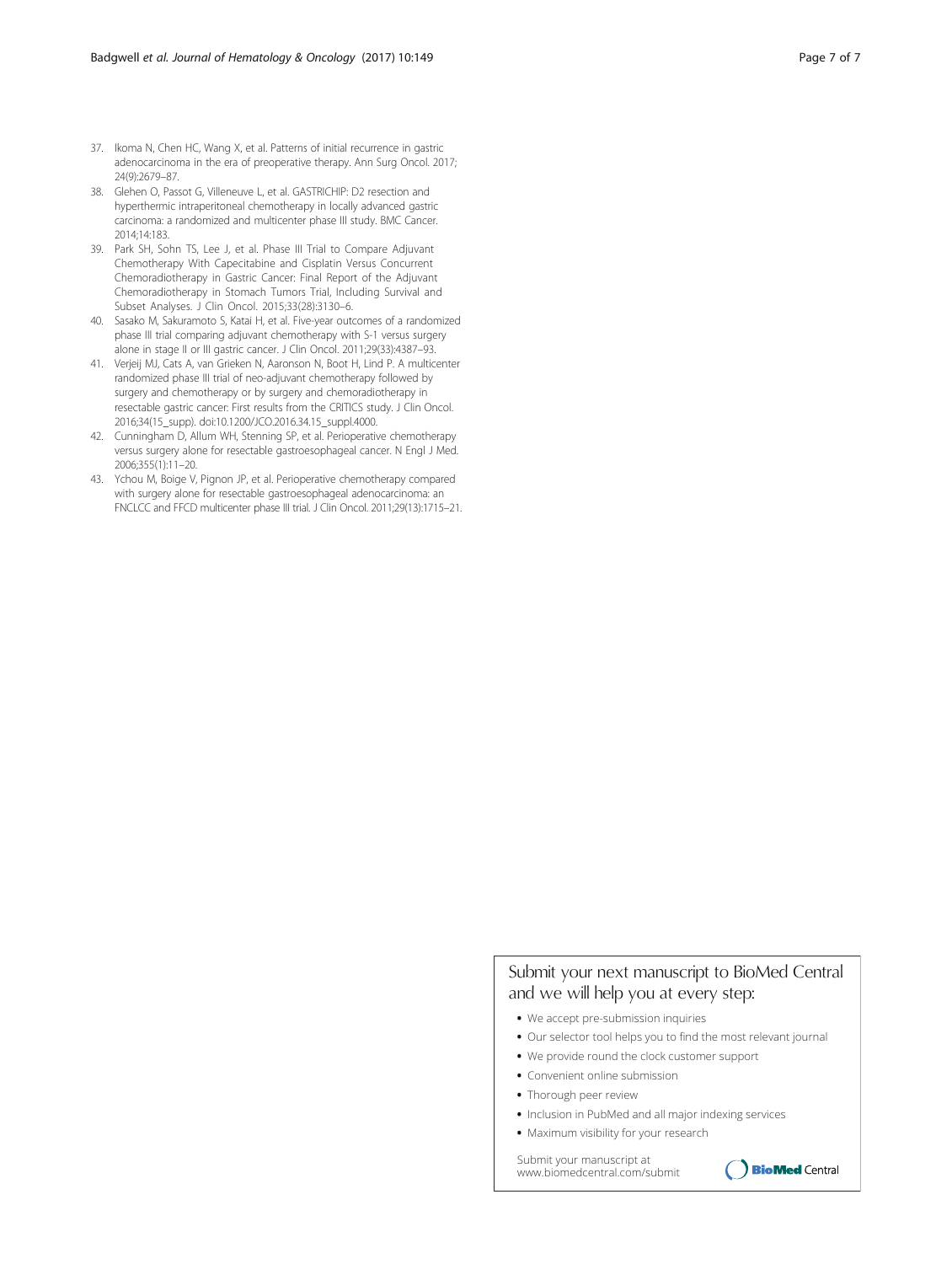37. Ikoma N, Chen HC, Wang X, et al. Patterns of initial recurrence in gastric adenocarcinoma in the era of preoperative therapy. Ann Surg Oncol. 2017; 24(9):2679–87.
38. Glehen O, Passot G, Villeneuve L, et al. GASTRICHIP: D2 resection and hyperthermic intraperitoneal chemotherapy in locally advanced gastric carcinoma: a randomized and multicenter phase III study. BMC Cancer. 2014;14:183.
39. Park SH, Sohn TS, Lee J, et al. Phase III Trial to Compare Adjuvant Chemotherapy With Capecitabine and Cisplatin Versus Concurrent Chemoradiotherapy in Gastric Cancer: Final Report of the Adjuvant Chemoradiotherapy in Stomach Tumors Trial, Including Survival and Subset Analyses. J Clin Oncol. 2015;33(28):3130–6.
40. Sasako M, Sakuramoto S, Katai H, et al. Five-year outcomes of a randomized phase III trial comparing adjuvant chemotherapy with S-1 versus surgery alone in stage II or III gastric cancer. J Clin Oncol. 2011;29(33):4387–93.
41. Verjeij MJ, Cats A, van Grieken N, Aaronson N, Boot H, Lind P. A multicenter randomized phase III trial of neo-adjuvant chemotherapy followed by surgery and chemotherapy or by surgery and chemoradiotherapy in resectable gastric cancer: First results from the CRITICS study. J Clin Oncol. 2016;34(15_supp). doi:10.1200/JCO.2016.34.15_suppl.4000.
42. Cunningham D, Allum WH, Stenning SP, et al. Perioperative chemotherapy versus surgery alone for resectable gastroesophageal cancer. N Engl J Med. 2006;355(1):11–20.
43. Ychou M, Boige V, Pignon JP, et al. Perioperative chemotherapy compared with surgery alone for resectable gastroesophageal adenocarcinoma: an FNCLCC and FFCD multicenter phase III trial. J Clin Oncol. 2011;29(13):1715–21.

Submit your next manuscript to BioMed Central and we will help you at every step:

- We accept pre-submission inquiries
- Our selector tool helps you to find the most relevant journal
- We provide round the clock customer support
- Convenient online submission
- Thorough peer review
- Inclusion in PubMed and all major indexing services
- Maximum visibility for your research

Submit your manuscript at www.biomedcentral.com/submit

BioMed Central